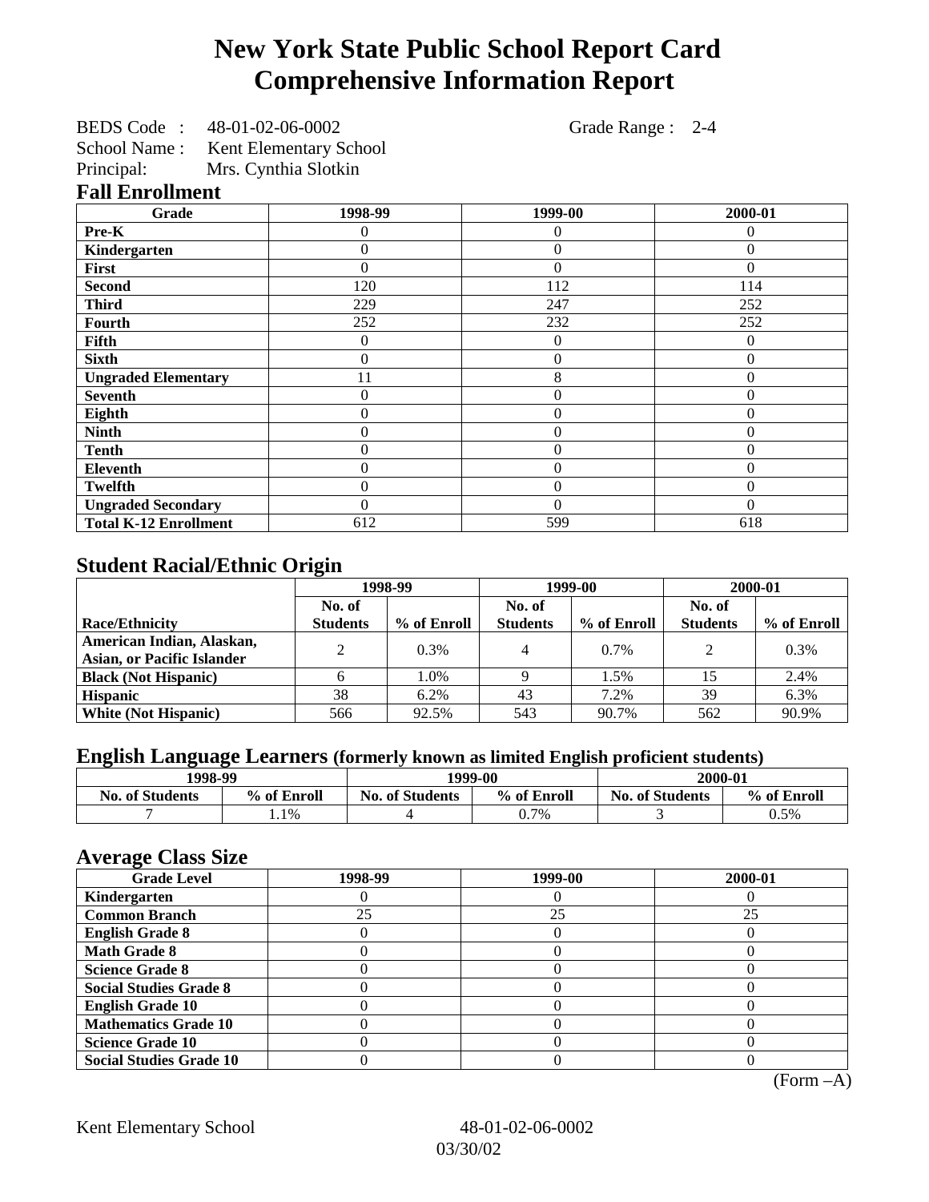# New York State Public School Report Card
# Comprehensive Information Report

BEDS Code : 48-01-02-06-0002 Grade Range : 2-4
School Name : Kent Elementary School
Principal: Mrs. Cynthia Slotkin

## Fall Enrollment

| Grade | 1998-99 | 1999-00 | 2000-01 |
|---|---|---|---|
| Pre-K | 0 | 0 | 0 |
| Kindergarten | 0 | 0 | 0 |
| First | 0 | 0 | 0 |
| Second | 120 | 112 | 114 |
| Third | 229 | 247 | 252 |
| Fourth | 252 | 232 | 252 |
| Fifth | 0 | 0 | 0 |
| Sixth | 0 | 0 | 0 |
| Ungraded Elementary | 11 | 8 | 0 |
| Seventh | 0 | 0 | 0 |
| Eighth | 0 | 0 | 0 |
| Ninth | 0 | 0 | 0 |
| Tenth | 0 | 0 | 0 |
| Eleventh | 0 | 0 | 0 |
| Twelfth | 0 | 0 | 0 |
| Ungraded Secondary | 0 | 0 | 0 |
| Total K-12 Enrollment | 612 | 599 | 618 |

## Student Racial/Ethnic Origin

| | 1998-99 | | 1999-00 | | 2000-01 | |
|---|---|---|---|---|---|---|
| Race/Ethnicity | No. of Students | % of Enroll | No. of Students | % of Enroll | No. of Students | % of Enroll |
| American Indian, Alaskan, Asian, or Pacific Islander | 2 | 0.3% | 4 | 0.7% | 2 | 0.3% |
| Black (Not Hispanic) | 6 | 1.0% | 9 | 1.5% | 15 | 2.4% |
| Hispanic | 38 | 6.2% | 43 | 7.2% | 39 | 6.3% |
| White (Not Hispanic) | 566 | 92.5% | 543 | 90.7% | 562 | 90.9% |

## English Language Learners (formerly known as limited English proficient students)

| 1998-99 | | 1999-00 | | 2000-01 | |
|---|---|---|---|---|---|
| No. of Students | % of Enroll | No. of Students | % of Enroll | No. of Students | % of Enroll |
| 7 | 1.1% | 4 | 0.7% | 3 | 0.5% |

## Average Class Size

| Grade Level | 1998-99 | 1999-00 | 2000-01 |
|---|---|---|---|
| Kindergarten | 0 | 0 | 0 |
| Common Branch | 25 | 25 | 25 |
| English Grade 8 | 0 | 0 | 0 |
| Math Grade 8 | 0 | 0 | 0 |
| Science Grade 8 | 0 | 0 | 0 |
| Social Studies Grade 8 | 0 | 0 | 0 |
| English Grade 10 | 0 | 0 | 0 |
| Mathematics Grade 10 | 0 | 0 | 0 |
| Science Grade 10 | 0 | 0 | 0 |
| Social Studies Grade 10 | 0 | 0 | 0 |

(Form –A)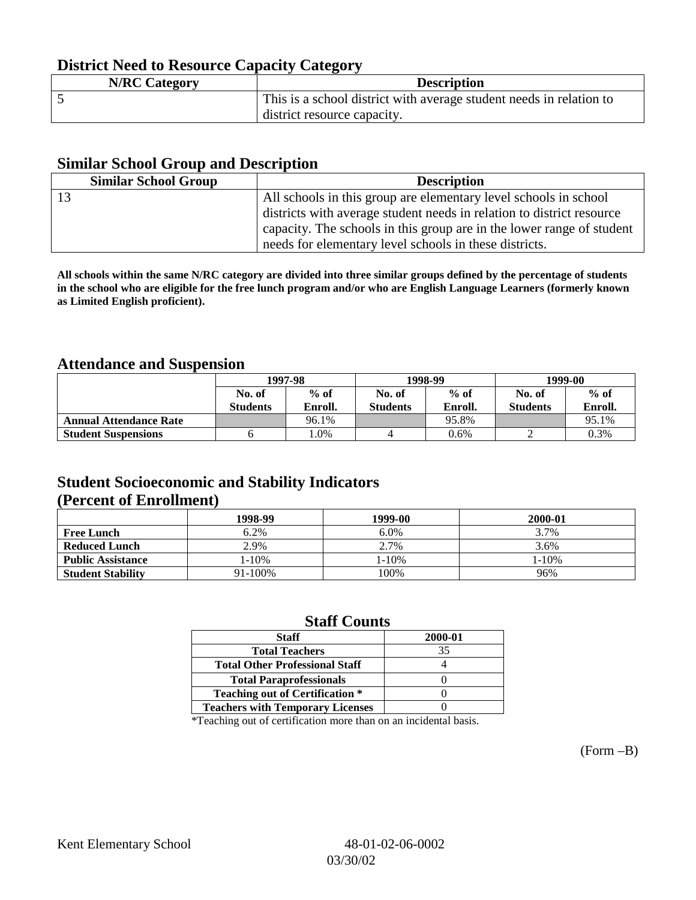## District Need to Resource Capacity Category

| N/RC Category | Description |
|---|---|
| 5 | This is a school district with average student needs in relation to district resource capacity. |

## Similar School Group and Description

| Similar School Group | Description |
|---|---|
| 13 | All schools in this group are elementary level schools in school districts with average student needs in relation to district resource capacity. The schools in this group are in the lower range of student needs for elementary level schools in these districts. |

**All schools within the same N/RC category are divided into three similar groups defined by the percentage of students in the school who are eligible for the free lunch program and/or who are English Language Learners (formerly known as Limited English proficient).**

## Attendance and Suspension

| | 1997-98 | | 1998-99 | | 1999-00 | |
|---|---|---|---|---|---|---|
| | No. of Students | % of Enroll. | No. of Students | % of Enroll. | No. of Students | % of Enroll. |
| **Annual Attendance Rate** | | 96.1% | | 95.8% | | 95.1% |
| **Student Suspensions** | 6 | 1.0% | 4 | 0.6% | 2 | 0.3% |

## Student Socioeconomic and Stability Indicators (Percent of Enrollment)

| | 1998-99 | 1999-00 | 2000-01 |
|---|---|---|---|
| **Free Lunch** | 6.2% | 6.0% | 3.7% |
| **Reduced Lunch** | 2.9% | 2.7% | 3.6% |
| **Public Assistance** | 1-10% | 1-10% | 1-10% |
| **Student Stability** | 91-100% | 100% | 96% |

## Staff Counts

| Staff | 2000-01 |
|---|---|
| Total Teachers | 35 |
| Total Other Professional Staff | 4 |
| Total Paraprofessionals | 0 |
| Teaching out of Certification * | 0 |
| Teachers with Temporary Licenses | 0 |

*Teaching out of certification more than on an incidental basis.

(Form –B)

Kent Elementary School 48-01-02-06-0002

03/30/02